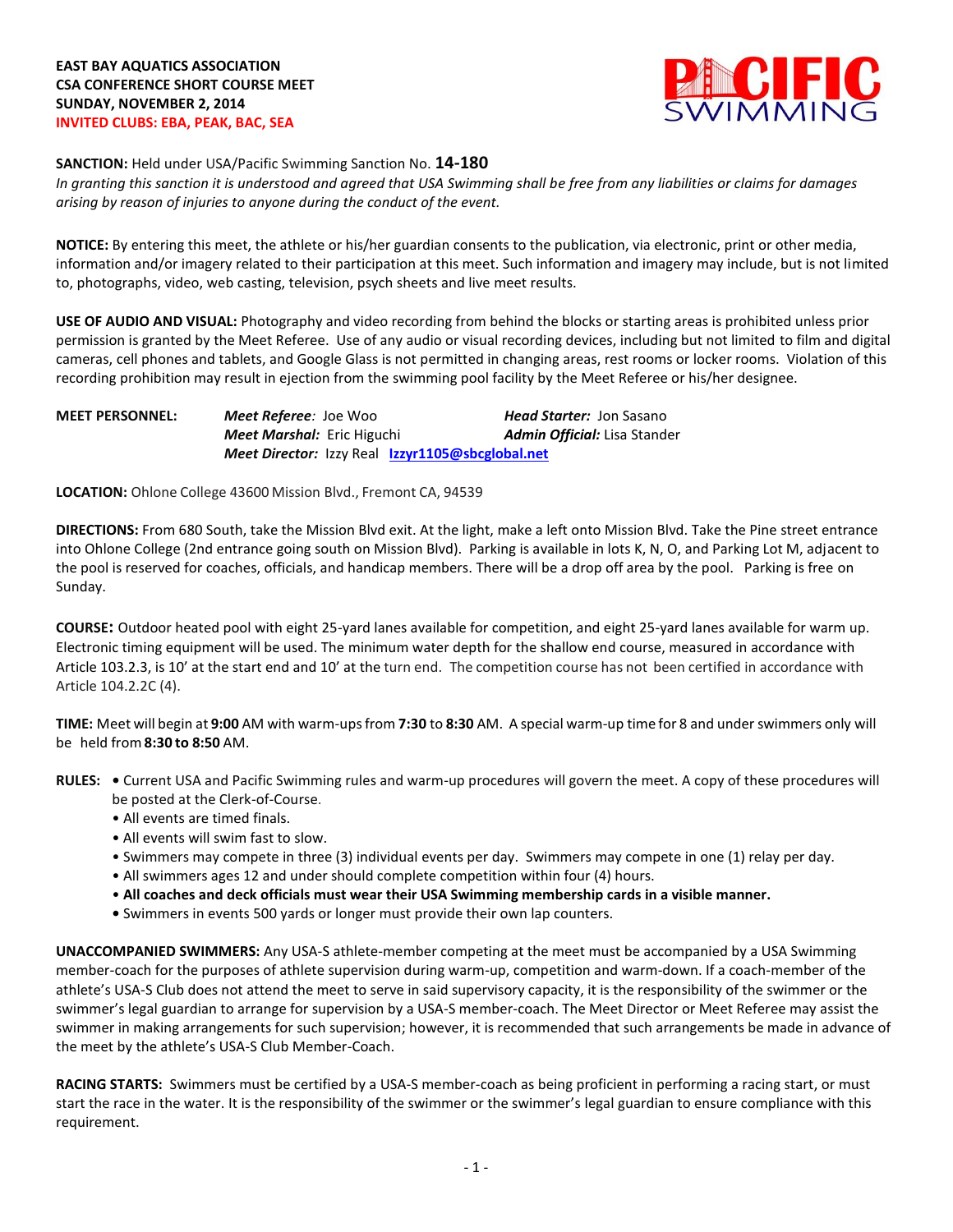**EAST BAY AQUATICS ASSOCIATION**
**CSA CONFERENCE SHORT COURSE MEET**
**SUNDAY, NOVEMBER 2, 2014**
**INVITED CLUBS: EBA, PEAK, BAC, SEA**

PACIFIC SWIMMING

**SANCTION:** Held under USA/Pacific Swimming Sanction No. **14-180**
*In granting this sanction it is understood and agreed that USA Swimming shall be free from any liabilities or claims for damages arising by reason of injuries to anyone during the conduct of the event.*

**NOTICE:** By entering this meet, the athlete or his/her guardian consents to the publication, via electronic, print or other media, information and/or imagery related to their participation at this meet. Such information and imagery may include, but is not limited to, photographs, video, web casting, television, psych sheets and live meet results.

**USE OF AUDIO AND VISUAL:** Photography and video recording from behind the blocks or starting areas is prohibited unless prior permission is granted by the Meet Referee. Use of any audio or visual recording devices, including but not limited to film and digital cameras, cell phones and tablets, and Google Glass is not permitted in changing areas, rest rooms or locker rooms. Violation of this recording prohibition may result in ejection from the swimming pool facility by the Meet Referee or his/her designee.

**MEET PERSONNEL:** ***Meet Referee:*** Joe Woo ***Head Starter:*** Jon Sasano
***Meet Marshal:*** Eric Higuchi ***Admin Official:*** Lisa Stander
***Meet Director:*** Izzy Real **Izzyr1105@sbcglobal.net**

**LOCATION:** Ohlone College 43600 Mission Blvd., Fremont CA, 94539

**DIRECTIONS:** From 680 South, take the Mission Blvd exit. At the light, make a left onto Mission Blvd. Take the Pine street entrance into Ohlone College (2nd entrance going south on Mission Blvd). Parking is available in lots K, N, O, and Parking Lot M, adjacent to the pool is reserved for coaches, officials, and handicap members. There will be a drop off area by the pool. Parking is free on Sunday.

**COURSE:** Outdoor heated pool with eight 25-yard lanes available for competition, and eight 25-yard lanes available for warm up. Electronic timing equipment will be used. The minimum water depth for the shallow end course, measured in accordance with Article 103.2.3, is 10' at the start end and 10' at the turn end. The competition course has not been certified in accordance with Article 104.2.2C (4).

**TIME:** Meet will begin at **9:00** AM with warm-ups from **7:30** to **8:30** AM. A special warm-up time for 8 and under swimmers only will be held from **8:30 to 8:50** AM.

**RULES:**
- Current USA and Pacific Swimming rules and warm-up procedures will govern the meet. A copy of these procedures will be posted at the Clerk-of-Course.
- All events are timed finals.
- All events will swim fast to slow.
- Swimmers may compete in three (3) individual events per day. Swimmers may compete in one (1) relay per day.
- All swimmers ages 12 and under should complete competition within four (4) hours.
- **All coaches and deck officials must wear their USA Swimming membership cards in a visible manner.**
- Swimmers in events 500 yards or longer must provide their own lap counters.

**UNACCOMPANIED SWIMMERS:** Any USA-S athlete-member competing at the meet must be accompanied by a USA Swimming member-coach for the purposes of athlete supervision during warm-up, competition and warm-down. If a coach-member of the athlete's USA-S Club does not attend the meet to serve in said supervisory capacity, it is the responsibility of the swimmer or the swimmer's legal guardian to arrange for supervision by a USA-S member-coach. The Meet Director or Meet Referee may assist the swimmer in making arrangements for such supervision; however, it is recommended that such arrangements be made in advance of the meet by the athlete's USA-S Club Member-Coach.

**RACING STARTS:** Swimmers must be certified by a USA-S member-coach as being proficient in performing a racing start, or must start the race in the water. It is the responsibility of the swimmer or the swimmer's legal guardian to ensure compliance with this requirement.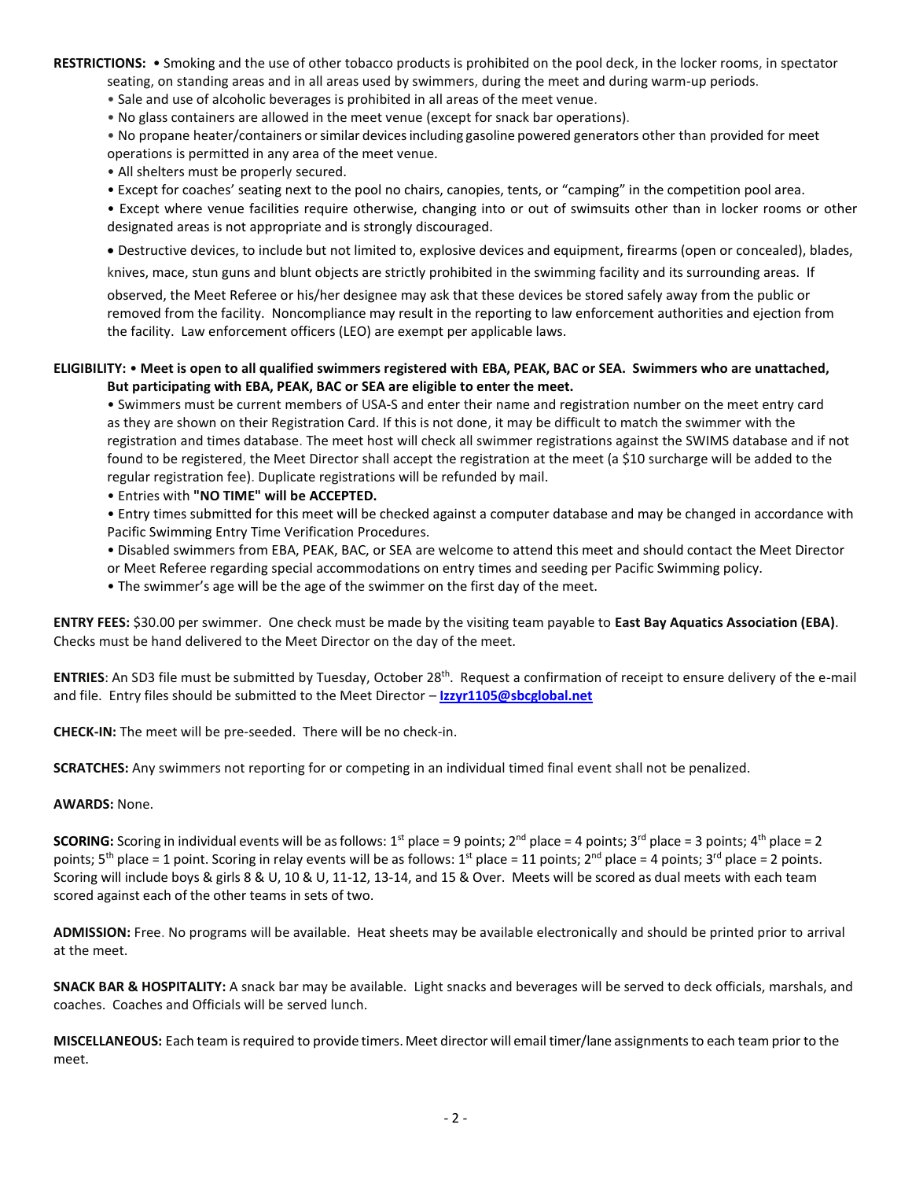**RESTRICTIONS:** • Smoking and the use of other tobacco products is prohibited on the pool deck, in the locker rooms, in spectator seating, on standing areas and in all areas used by swimmers, during the meet and during warm-up periods.

- Sale and use of alcoholic beverages is prohibited in all areas of the meet venue.
- No glass containers are allowed in the meet venue (except for snack bar operations).
- No propane heater/containers or similar devices including gasoline powered generators other than provided for meet operations is permitted in any area of the meet venue.
- All shelters must be properly secured.
- Except for coaches' seating next to the pool no chairs, canopies, tents, or "camping" in the competition pool area.
- Except where venue facilities require otherwise, changing into or out of swimsuits other than in locker rooms or other designated areas is not appropriate and is strongly discouraged.
- Destructive devices, to include but not limited to, explosive devices and equipment, firearms (open or concealed), blades, knives, mace, stun guns and blunt objects are strictly prohibited in the swimming facility and its surrounding areas. If observed, the Meet Referee or his/her designee may ask that these devices be stored safely away from the public or removed from the facility. Noncompliance may result in the reporting to law enforcement authorities and ejection from the facility. Law enforcement officers (LEO) are exempt per applicable laws.

**ELIGIBILITY:** • **Meet is open to all qualified swimmers registered with EBA, PEAK, BAC or SEA. Swimmers who are unattached, But participating with EBA, PEAK, BAC or SEA are eligible to enter the meet.**

- Swimmers must be current members of USA-S and enter their name and registration number on the meet entry card as they are shown on their Registration Card. If this is not done, it may be difficult to match the swimmer with the registration and times database. The meet host will check all swimmer registrations against the SWIMS database and if not found to be registered, the Meet Director shall accept the registration at the meet (a $10 surcharge will be added to the regular registration fee). Duplicate registrations will be refunded by mail.
- Entries with **"NO TIME" will be ACCEPTED.**
- Entry times submitted for this meet will be checked against a computer database and may be changed in accordance with Pacific Swimming Entry Time Verification Procedures.
- Disabled swimmers from EBA, PEAK, BAC, or SEA are welcome to attend this meet and should contact the Meet Director or Meet Referee regarding special accommodations on entry times and seeding per Pacific Swimming policy.
- The swimmer's age will be the age of the swimmer on the first day of the meet.

**ENTRY FEES:** $30.00 per swimmer. One check must be made by the visiting team payable to **East Bay Aquatics Association (EBA)**. Checks must be hand delivered to the Meet Director on the day of the meet.

**ENTRIES**: An SD3 file must be submitted by Tuesday, October 28th. Request a confirmation of receipt to ensure delivery of the e-mail and file. Entry files should be submitted to the Meet Director – **Izzyr1105@sbcglobal.net**

**CHECK-IN:** The meet will be pre-seeded. There will be no check-in.

**SCRATCHES:** Any swimmers not reporting for or competing in an individual timed final event shall not be penalized.

**AWARDS:** None.

**SCORING:** Scoring in individual events will be as follows: 1st place = 9 points; 2nd place = 4 points; 3rd place = 3 points; 4th place = 2 points; 5th place = 1 point. Scoring in relay events will be as follows: 1st place = 11 points; 2nd place = 4 points; 3rd place = 2 points. Scoring will include boys & girls 8 & U, 10 & U, 11-12, 13-14, and 15 & Over. Meets will be scored as dual meets with each team scored against each of the other teams in sets of two.

**ADMISSION:** Free. No programs will be available. Heat sheets may be available electronically and should be printed prior to arrival at the meet.

**SNACK BAR & HOSPITALITY:** A snack bar may be available. Light snacks and beverages will be served to deck officials, marshals, and coaches. Coaches and Officials will be served lunch.

**MISCELLANEOUS:** Each team is required to provide timers. Meet director will email timer/lane assignments to each team prior to the meet.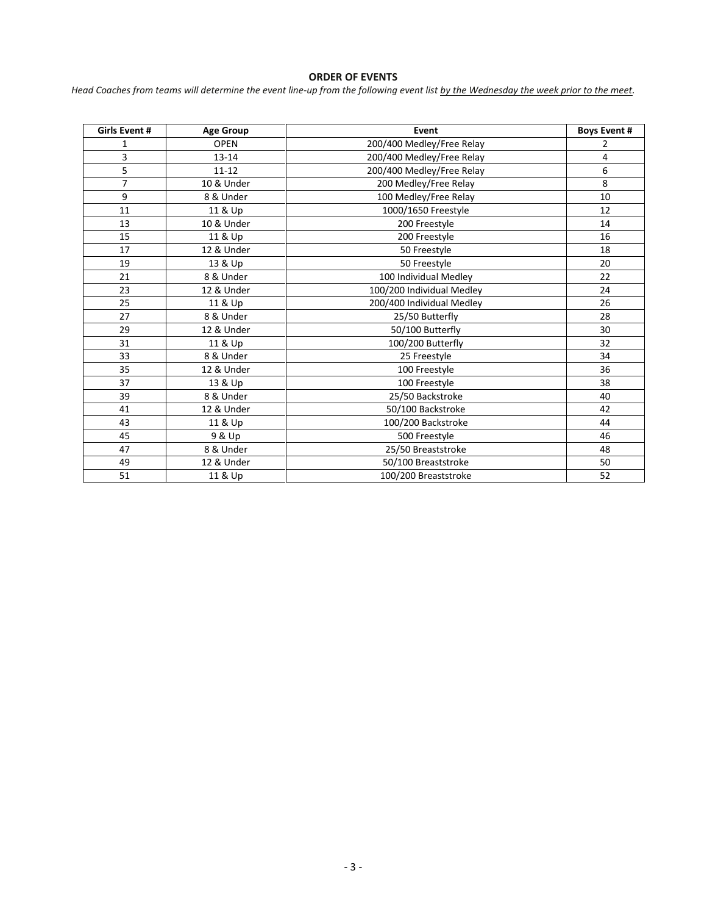## ORDER OF EVENTS

*Head Coaches from teams will determine the event line-up from the following event list by the Wednesday the week prior to the meet.*

| Girls Event # | Age Group | Event | Boys Event # |
|---|---|---|---|
| 1 | OPEN | 200/400 Medley/Free Relay | 2 |
| 3 | 13-14 | 200/400 Medley/Free Relay | 4 |
| 5 | 11-12 | 200/400 Medley/Free Relay | 6 |
| 7 | 10 & Under | 200 Medley/Free Relay | 8 |
| 9 | 8 & Under | 100 Medley/Free Relay | 10 |
| 11 | 11 & Up | 1000/1650 Freestyle | 12 |
| 13 | 10 & Under | 200 Freestyle | 14 |
| 15 | 11 & Up | 200 Freestyle | 16 |
| 17 | 12 & Under | 50 Freestyle | 18 |
| 19 | 13 & Up | 50 Freestyle | 20 |
| 21 | 8 & Under | 100 Individual Medley | 22 |
| 23 | 12 & Under | 100/200 Individual Medley | 24 |
| 25 | 11 & Up | 200/400 Individual Medley | 26 |
| 27 | 8 & Under | 25/50 Butterfly | 28 |
| 29 | 12 & Under | 50/100 Butterfly | 30 |
| 31 | 11 & Up | 100/200 Butterfly | 32 |
| 33 | 8 & Under | 25 Freestyle | 34 |
| 35 | 12 & Under | 100 Freestyle | 36 |
| 37 | 13 & Up | 100 Freestyle | 38 |
| 39 | 8 & Under | 25/50 Backstroke | 40 |
| 41 | 12 & Under | 50/100 Backstroke | 42 |
| 43 | 11 & Up | 100/200 Backstroke | 44 |
| 45 | 9 & Up | 500 Freestyle | 46 |
| 47 | 8 & Under | 25/50 Breaststroke | 48 |
| 49 | 12 & Under | 50/100 Breaststroke | 50 |
| 51 | 11 & Up | 100/200 Breaststroke | 52 |